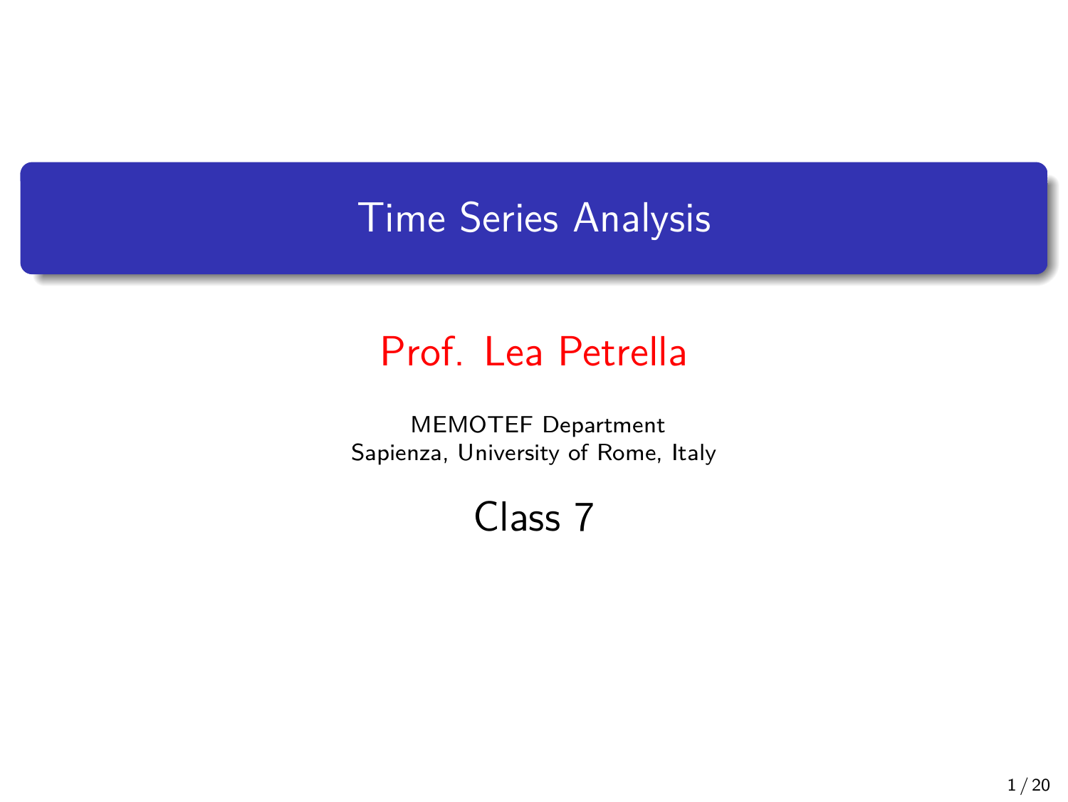# Time Series Analysis

## Prof. Lea Petrella

MEMOTEF Department
Sapienza, University of Rome, Italy

## Class 7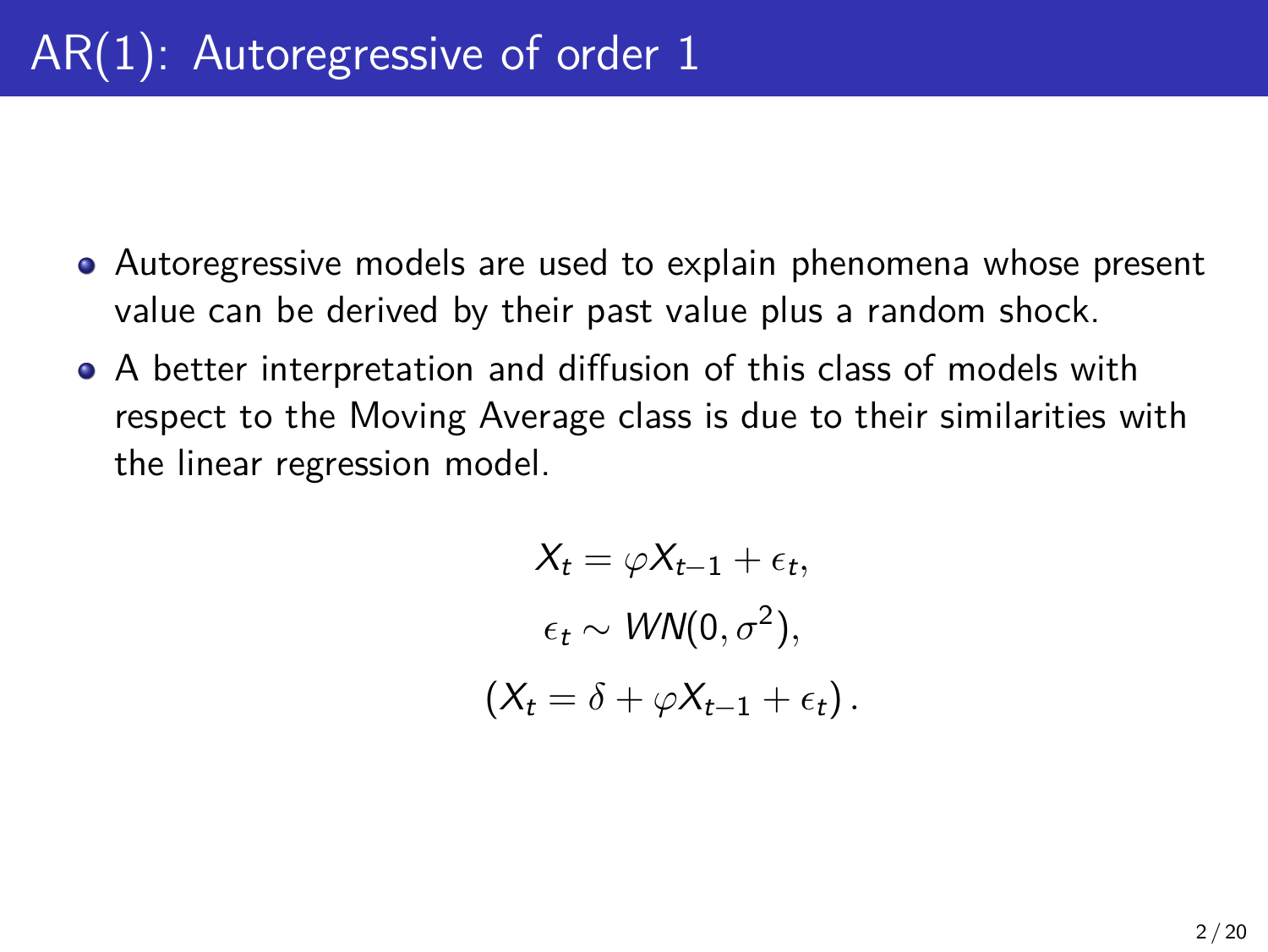# AR(1): Autoregressive of order 1

- Autoregressive models are used to explain phenomena whose present value can be derived by their past value plus a random shock.
- A better interpretation and diffusion of this class of models with respect to the Moving Average class is due to their similarities with the linear regression model.

$$
\begin{gathered}
X_t = \varphi X_{t-1} + \epsilon_t, \\
\epsilon_t \sim WN(0, \sigma^2), \\
\left(X_t = \delta + \varphi X_{t-1} + \epsilon_t\right).
\end{gathered}
$$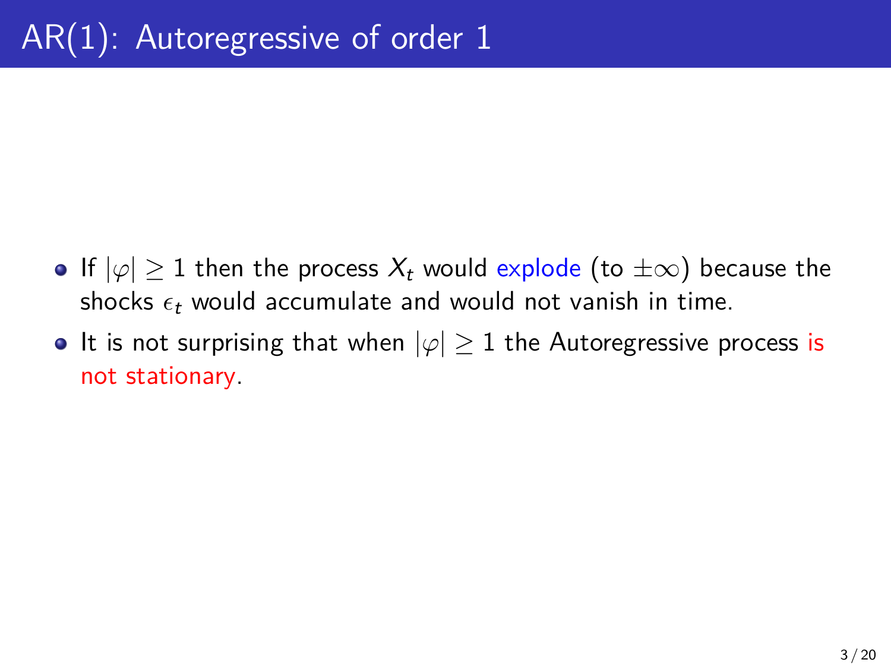# AR(1): Autoregressive of order 1

- If $|\varphi| \geq 1$ then the process $X_t$ would explode (to $\pm\infty$) because the shocks $\epsilon_t$ would accumulate and would not vanish in time.
- It is not surprising that when $|\varphi| \geq 1$ the Autoregressive process is not stationary.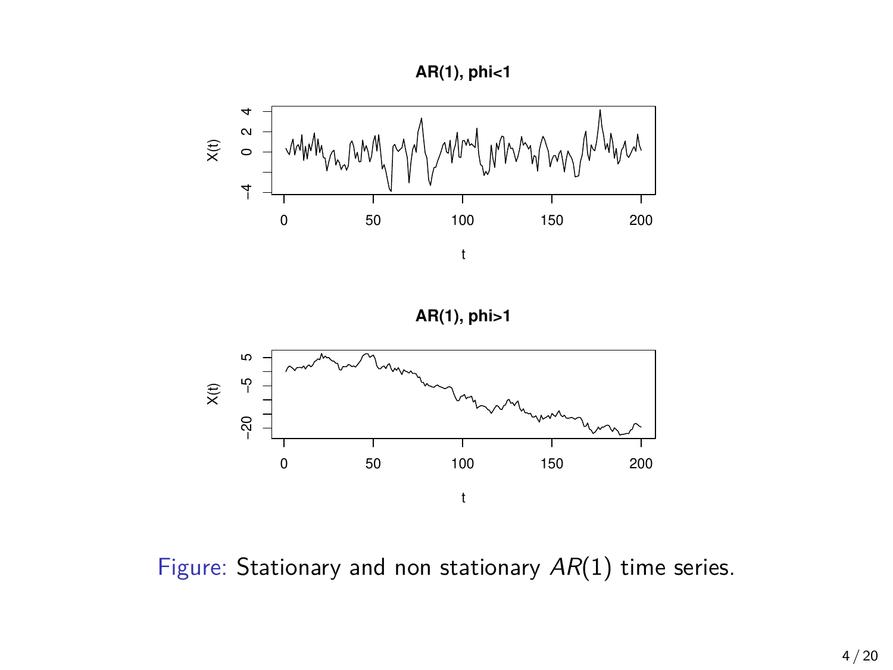Figure: Stationary and non stationary $AR(1)$ time series.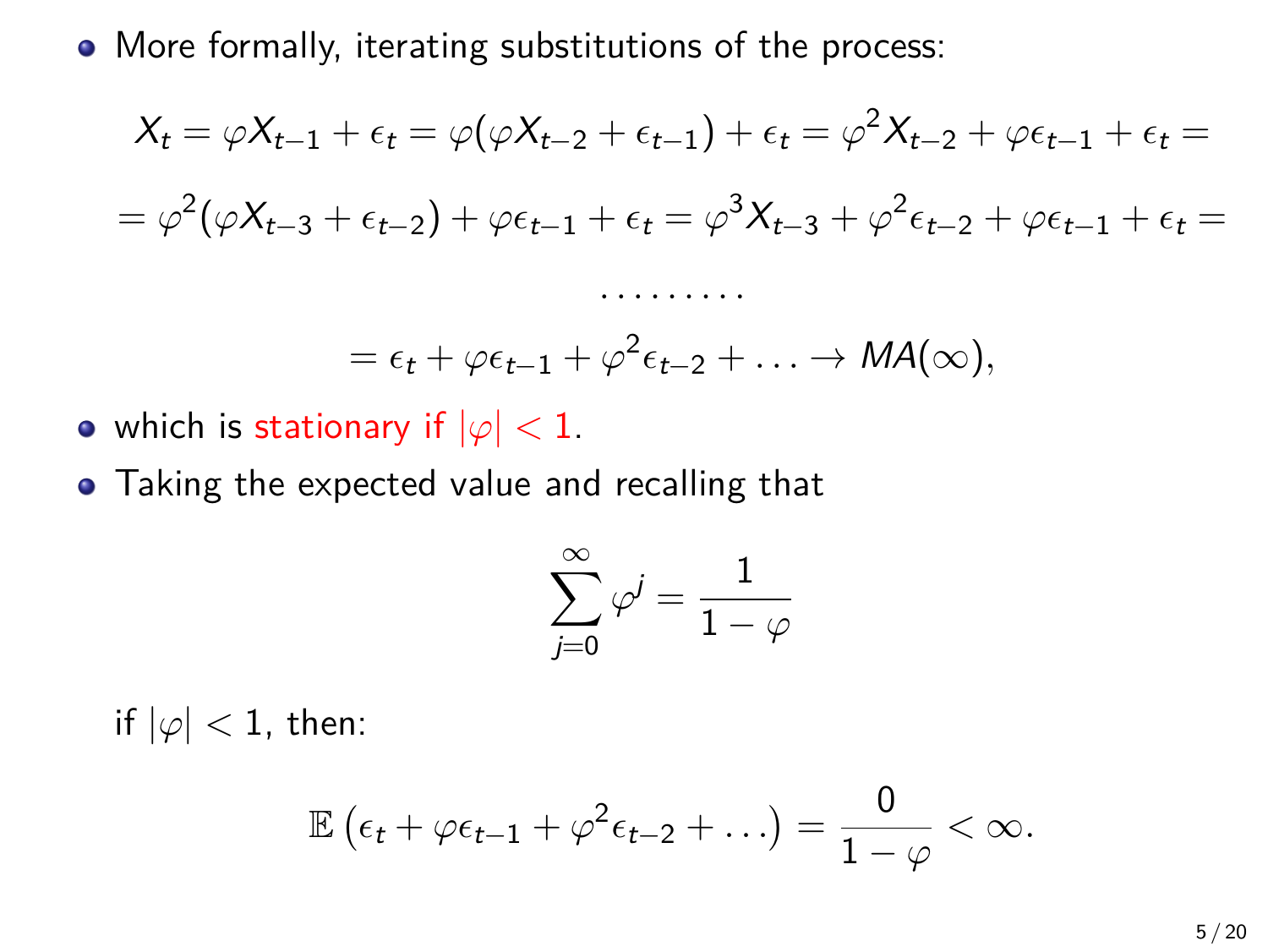- More formally, iterating substitutions of the process:

$$X_t = \varphi X_{t-1} + \epsilon_t = \varphi(\varphi X_{t-2} + \epsilon_{t-1}) + \epsilon_t = \varphi^2 X_{t-2} + \varphi\epsilon_{t-1} + \epsilon_t =$$

$$= \varphi^2(\varphi X_{t-3} + \epsilon_{t-2}) + \varphi\epsilon_{t-1} + \epsilon_t = \varphi^3 X_{t-3} + \varphi^2\epsilon_{t-2} + \varphi\epsilon_{t-1} + \epsilon_t =$$

$$\cdots\cdots\cdots$$

$$= \epsilon_t + \varphi\epsilon_{t-1} + \varphi^2\epsilon_{t-2} + \ldots \to MA(\infty),$$

- which is stationary if $|\varphi| < 1$.
- Taking the expected value and recalling that

$$\sum_{j=0}^{\infty} \varphi^j = \frac{1}{1-\varphi}$$

  if $|\varphi| < 1$, then:

$$\mathbb{E}\left(\epsilon_t + \varphi\epsilon_{t-1} + \varphi^2\epsilon_{t-2} + \ldots\right) = \frac{0}{1-\varphi} < \infty.$$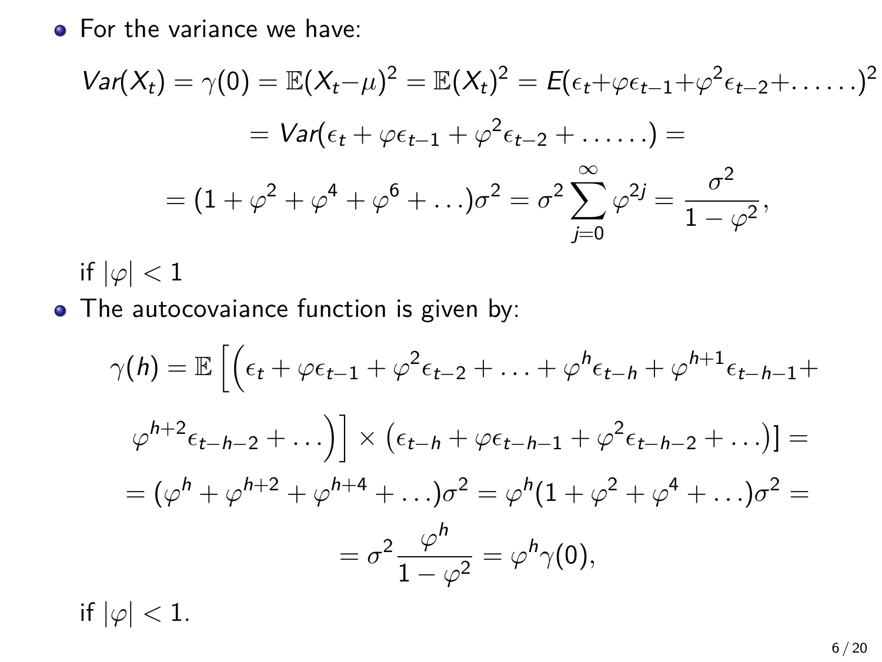- For the variance we have:

$$Var(X_t) = \gamma(0) = \mathbb{E}(X_t - \mu)^2 = \mathbb{E}(X_t)^2 = E(\epsilon_t + \varphi\epsilon_{t-1} + \varphi^2\epsilon_{t-2} + \ldots\ldots)^2$$

$$= Var(\epsilon_t + \varphi\epsilon_{t-1} + \varphi^2\epsilon_{t-2} + \ldots\ldots) =$$

$$= (1 + \varphi^2 + \varphi^4 + \varphi^6 + \ldots)\sigma^2 = \sigma^2 \sum_{j=0}^{\infty} \varphi^{2j} = \frac{\sigma^2}{1 - \varphi^2},$$

  if $|\varphi| < 1$

- The autocovaiance function is given by:

$$\gamma(h) = \mathbb{E}\Big[\Big(\epsilon_t + \varphi\epsilon_{t-1} + \varphi^2\epsilon_{t-2} + \ldots + \varphi^h\epsilon_{t-h} + \varphi^{h+1}\epsilon_{t-h-1} +$$

$$\varphi^{h+2}\epsilon_{t-h-2} + \ldots\Big)\Big] \times \left(\epsilon_{t-h} + \varphi\epsilon_{t-h-1} + \varphi^2\epsilon_{t-h-2} + \ldots\right)] =$$

$$= (\varphi^h + \varphi^{h+2} + \varphi^{h+4} + \ldots)\sigma^2 = \varphi^h(1 + \varphi^2 + \varphi^4 + \ldots)\sigma^2 =$$

$$= \sigma^2 \frac{\varphi^h}{1 - \varphi^2} = \varphi^h \gamma(0),$$

  if $|\varphi| < 1$.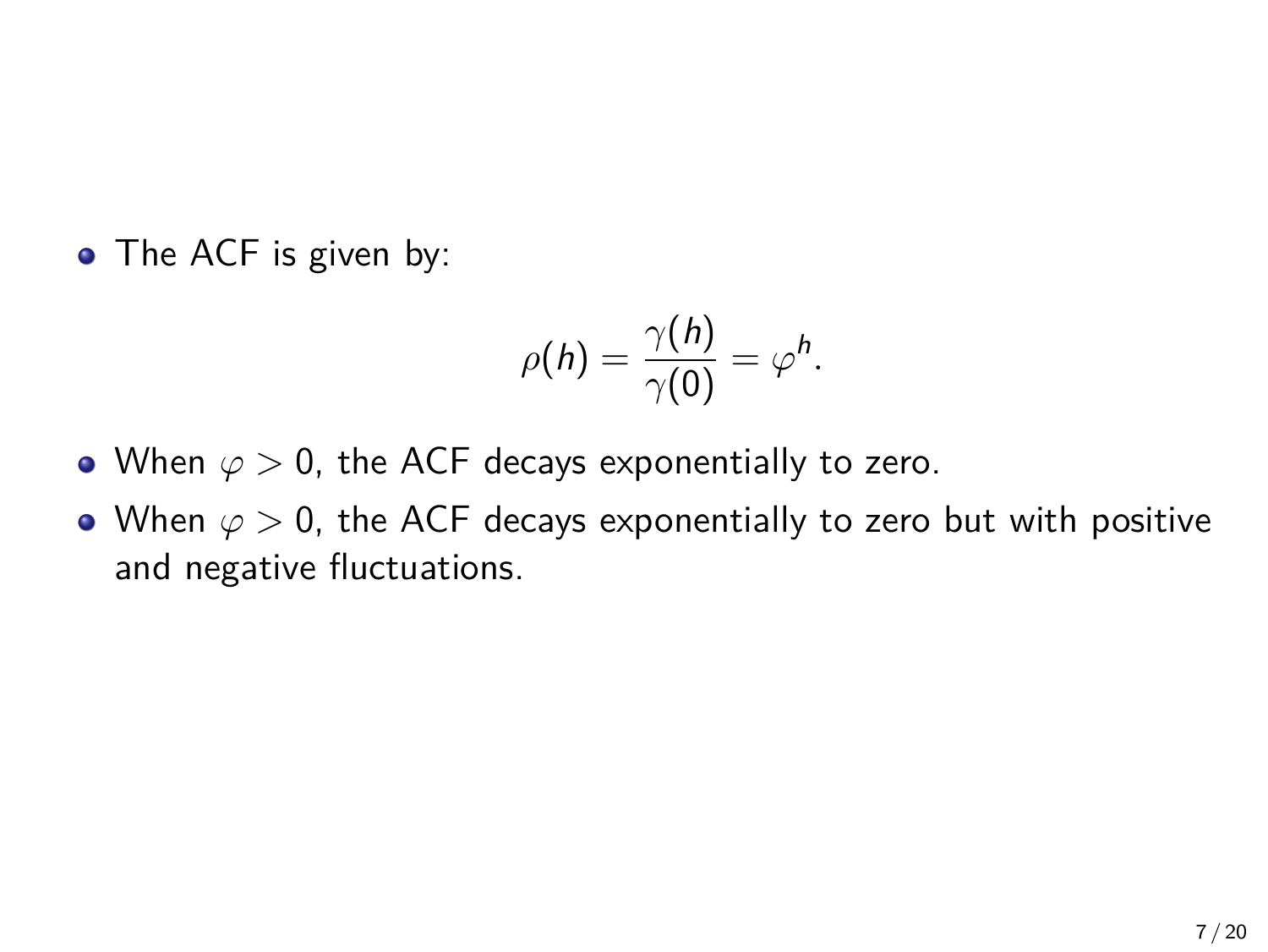- The ACF is given by:

$$\rho(h) = \frac{\gamma(h)}{\gamma(0)} = \varphi^h.$$

- When $\varphi > 0$, the ACF decays exponentially to zero.
- When $\varphi > 0$, the ACF decays exponentially to zero but with positive and negative fluctuations.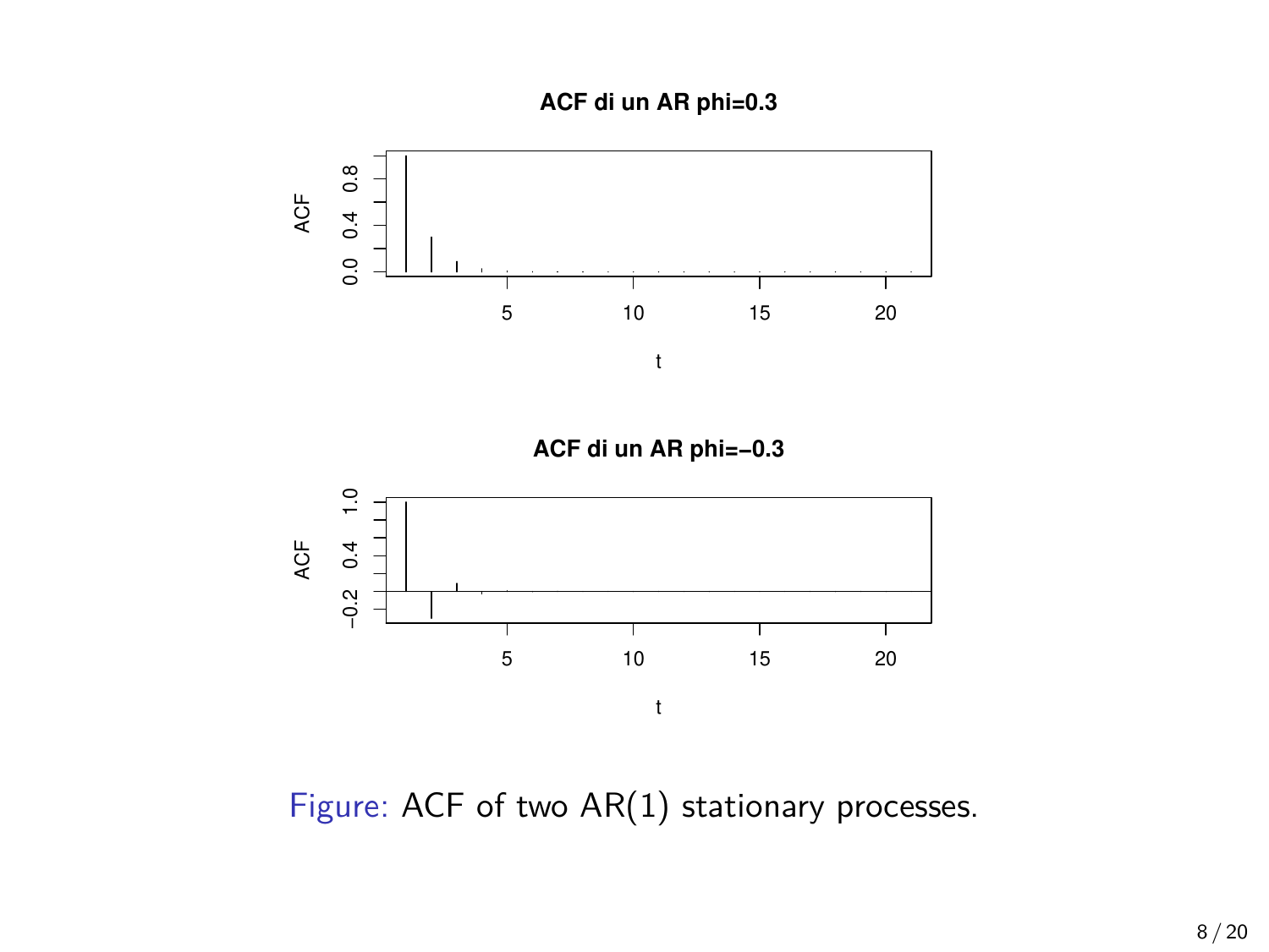Figure: ACF of two AR(1) stationary processes.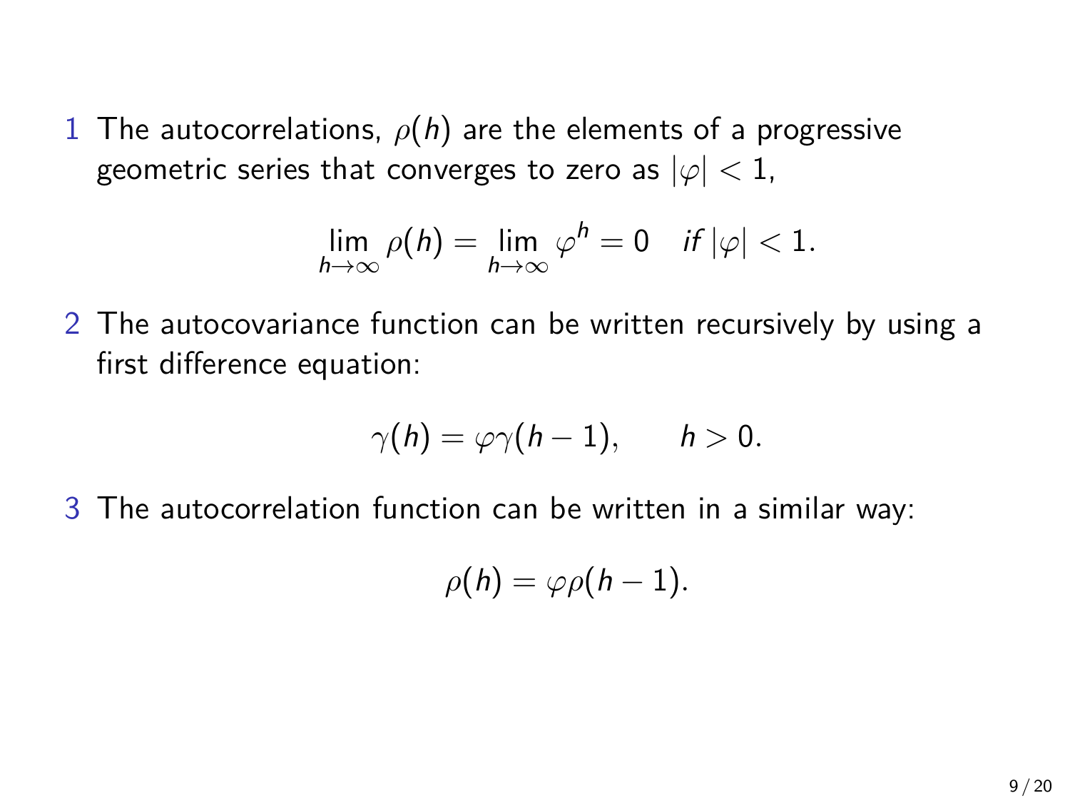1. The autocorrelations, $\rho(h)$ are the elements of a progressive geometric series that converges to zero as $|\varphi| < 1$,

$$\lim_{h\to\infty} \rho(h) = \lim_{h\to\infty} \varphi^h = 0 \quad \textit{if } |\varphi| < 1.$$

2. The autocovariance function can be written recursively by using a first difference equation:

$$\gamma(h) = \varphi\gamma(h-1), \qquad h > 0.$$

3. The autocorrelation function can be written in a similar way:

$$\rho(h) = \varphi\rho(h-1).$$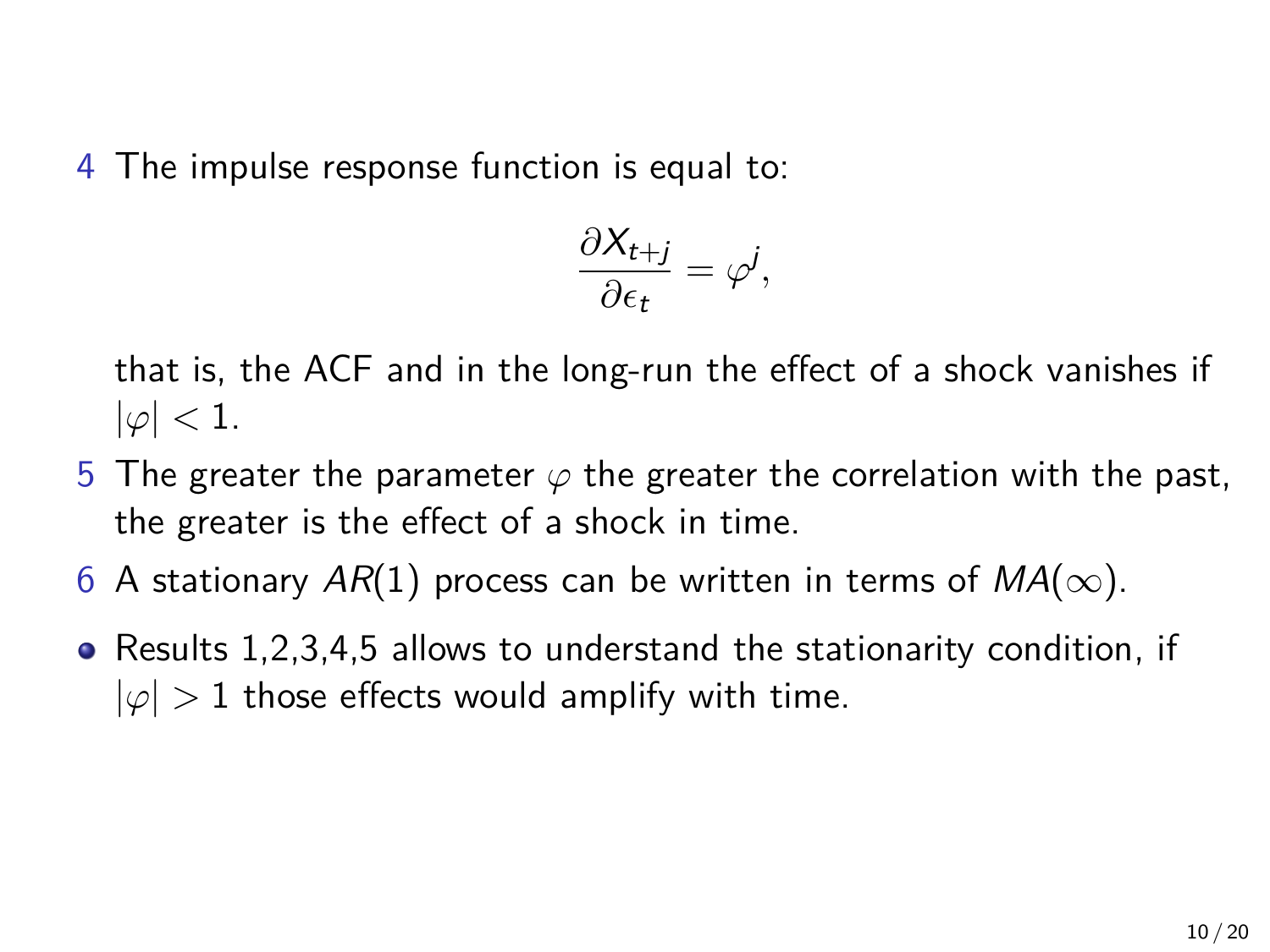4. The impulse response function is equal to:

$$\frac{\partial X_{t+j}}{\partial \epsilon_t} = \varphi^j,$$

   that is, the ACF and in the long-run the effect of a shock vanishes if $|\varphi| < 1$.

5. The greater the parameter $\varphi$ the greater the correlation with the past, the greater is the effect of a shock in time.
6. A stationary $AR(1)$ process can be written in terms of $MA(\infty)$.

- Results 1,2,3,4,5 allows to understand the stationarity condition, if $|\varphi| > 1$ those effects would amplify with time.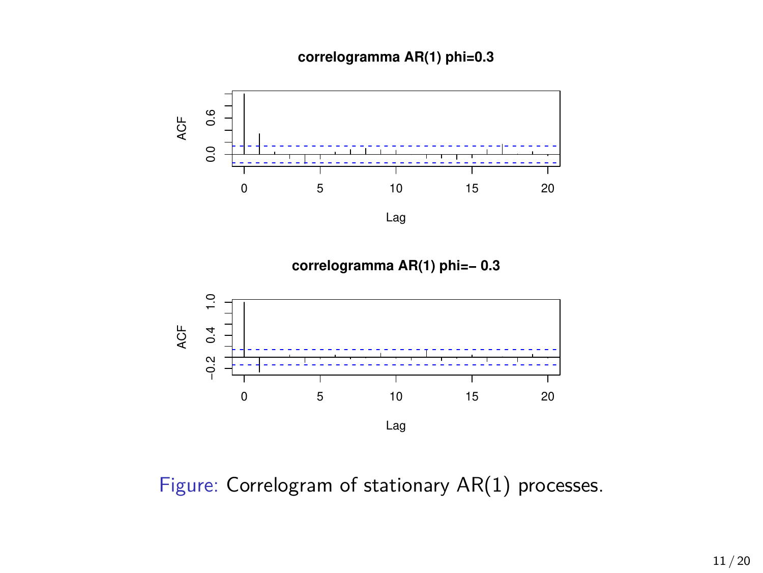Figure: Correlogram of stationary AR(1) processes.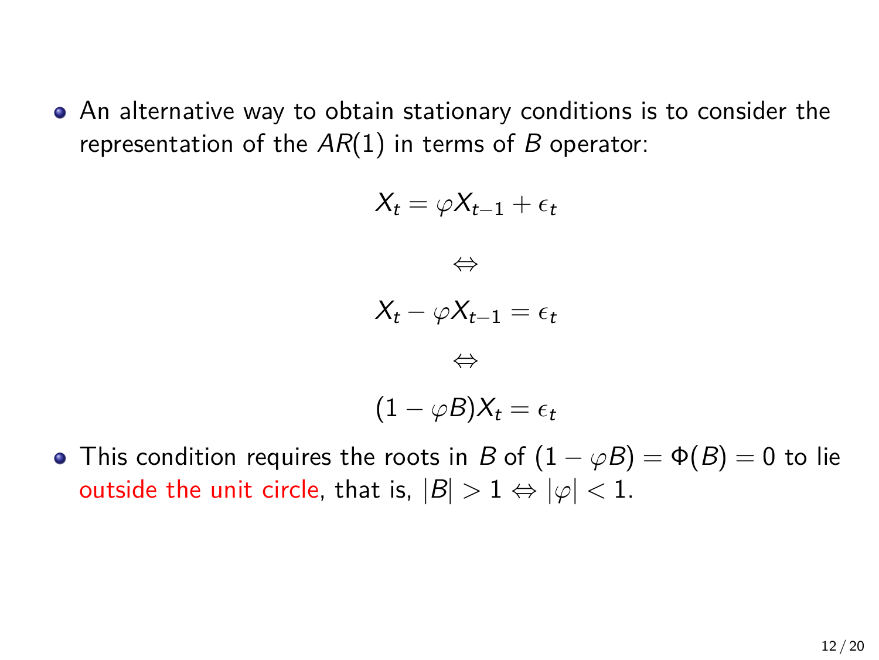- An alternative way to obtain stationary conditions is to consider the representation of the $AR(1)$ in terms of $B$ operator:

$$X_t = \varphi X_{t-1} + \epsilon_t$$

$$\Leftrightarrow$$

$$X_t - \varphi X_{t-1} = \epsilon_t$$

$$\Leftrightarrow$$

$$(1 - \varphi B)X_t = \epsilon_t$$

- This condition requires the roots in $B$ of $(1 - \varphi B) = \Phi(B) = 0$ to lie outside the unit circle, that is, $|B| > 1 \Leftrightarrow |\varphi| < 1$.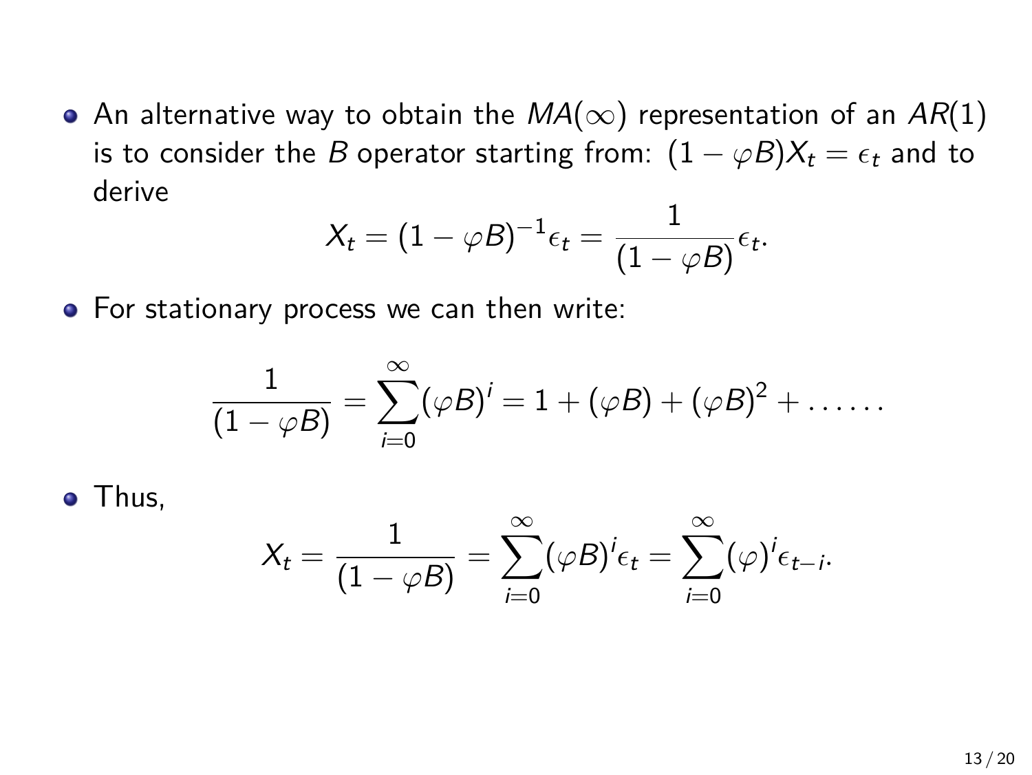- An alternative way to obtain the $MA(\infty)$ representation of an $AR(1)$ is to consider the $B$ operator starting from: $(1 - \varphi B)X_t = \epsilon_t$ and to derive

$$X_t = (1 - \varphi B)^{-1}\epsilon_t = \frac{1}{(1 - \varphi B)}\epsilon_t.$$

- For stationary process we can then write:

$$\frac{1}{(1 - \varphi B)} = \sum_{i=0}^{\infty} (\varphi B)^i = 1 + (\varphi B) + (\varphi B)^2 + \ldots\ldots$$

- Thus,

$$X_t = \frac{1}{(1 - \varphi B)} = \sum_{i=0}^{\infty} (\varphi B)^i \epsilon_t = \sum_{i=0}^{\infty} (\varphi)^i \epsilon_{t-i}.$$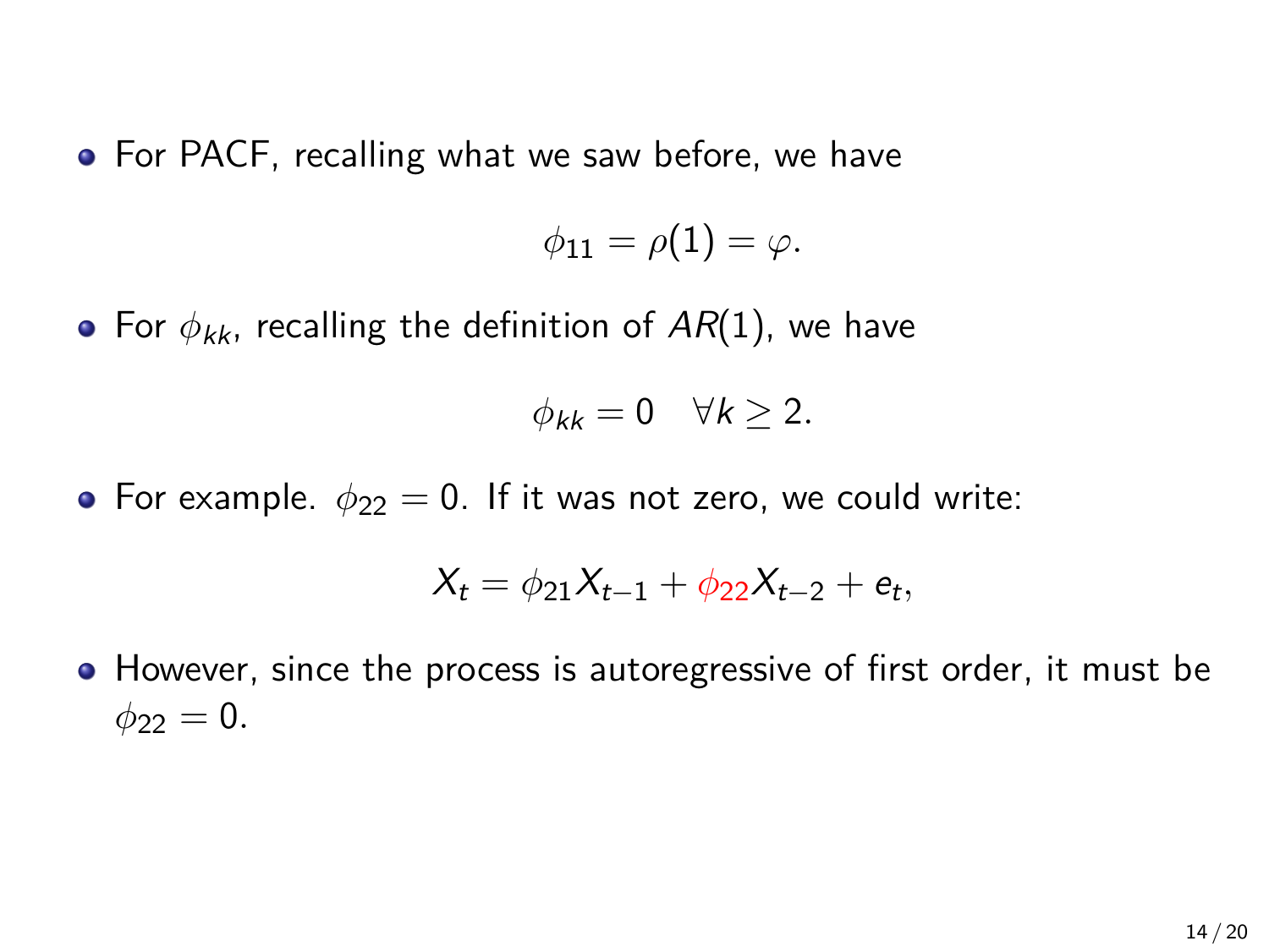- For PACF, recalling what we saw before, we have

$$\phi_{11} = \rho(1) = \varphi.$$

- For $\phi_{kk}$, recalling the definition of $AR(1)$, we have

$$\phi_{kk} = 0 \quad \forall k \geq 2.$$

- For example. $\phi_{22} = 0$. If it was not zero, we could write:

$$X_t = \phi_{21} X_{t-1} + \phi_{22} X_{t-2} + e_t,$$

- However, since the process is autoregressive of first order, it must be $\phi_{22} = 0$.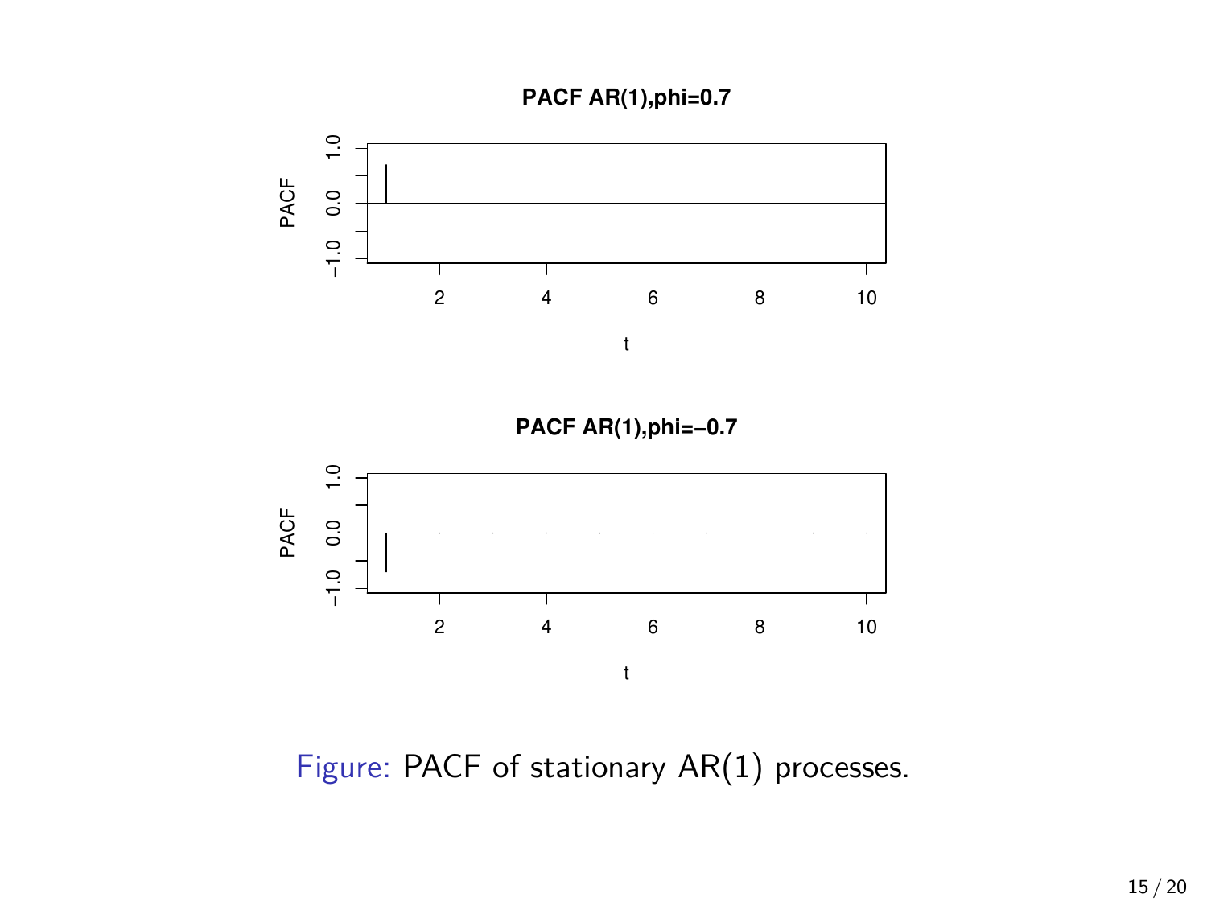PACF AR(1),phi=0.7

PACF AR(1),phi=−0.7

Figure: PACF of stationary AR(1) processes.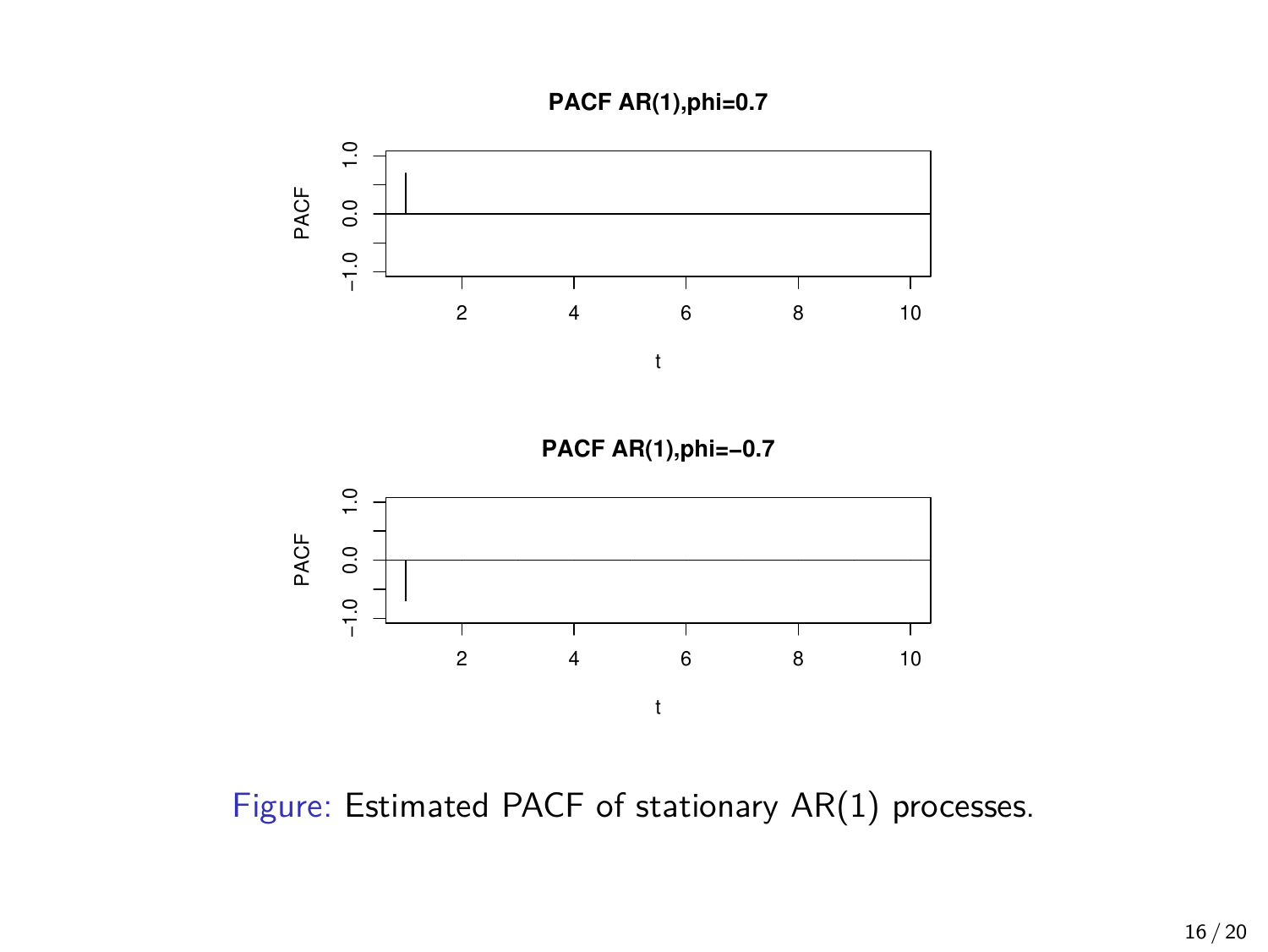Figure: Estimated PACF of stationary AR(1) processes.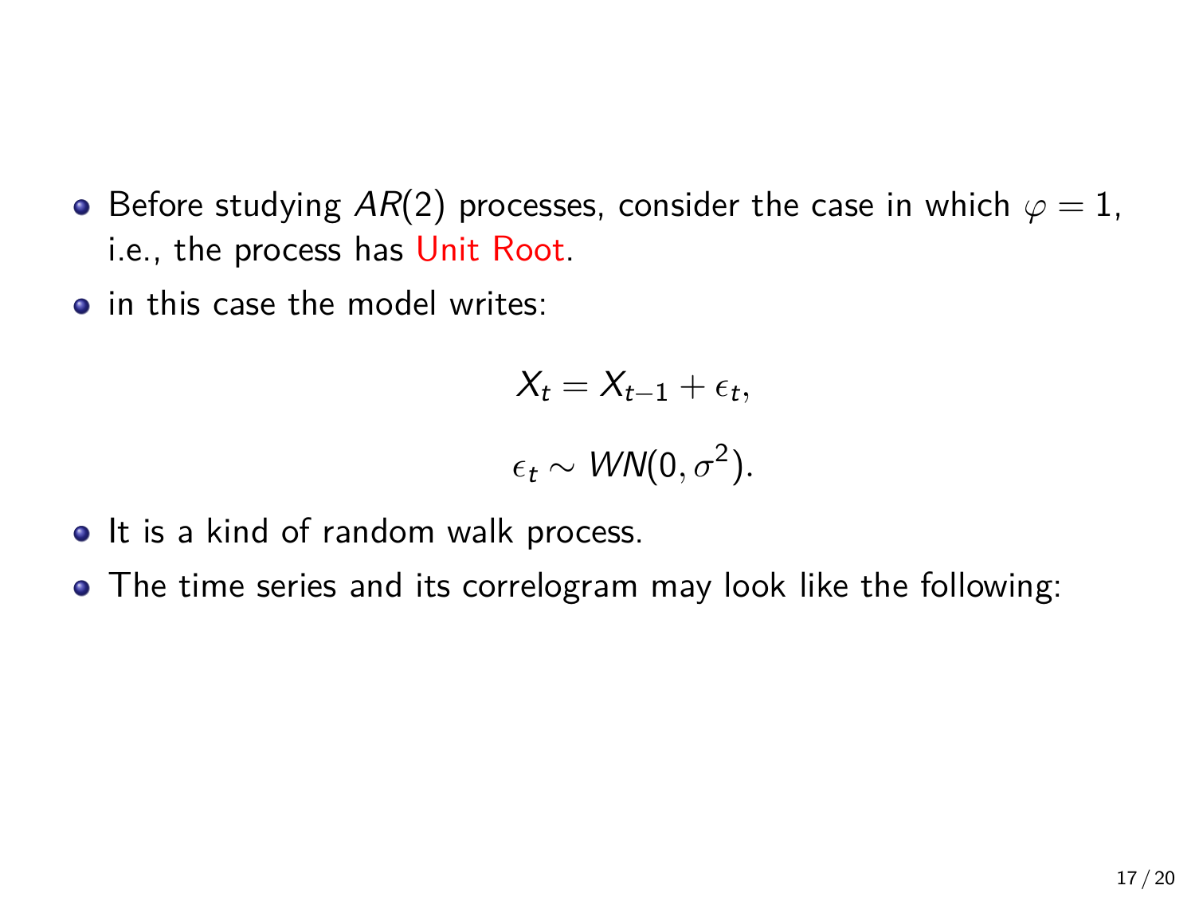- Before studying $AR(2)$ processes, consider the case in which $\varphi = 1$, i.e., the process has Unit Root.
- in this case the model writes:

$$X_t = X_{t-1} + \epsilon_t,$$

$$\epsilon_t \sim WN(0, \sigma^2).$$

- It is a kind of random walk process.
- The time series and its correlogram may look like the following: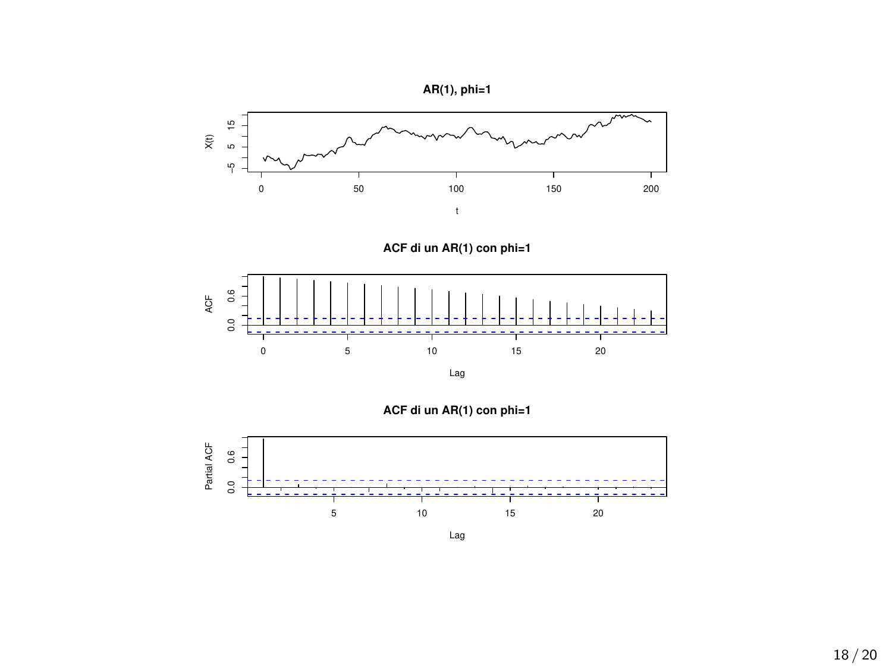**AR(1), phi=1**

**ACF di un AR(1) con phi=1**

**ACF di un AR(1) con phi=1**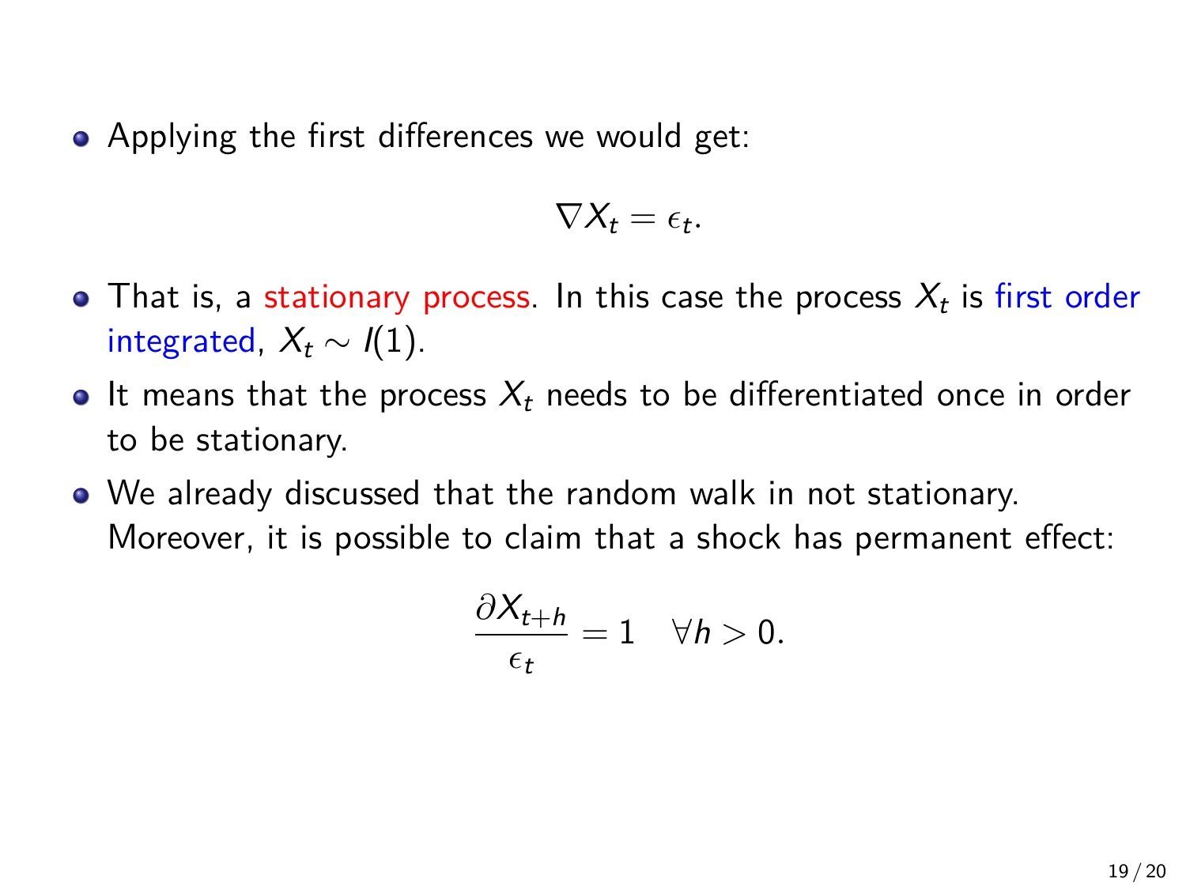- Applying the first differences we would get:

$$\nabla X_t = \epsilon_t.$$

- That is, a stationary process. In this case the process $X_t$ is first order integrated, $X_t \sim I(1)$.
- It means that the process $X_t$ needs to be differentiated once in order to be stationary.
- We already discussed that the random walk in not stationary. Moreover, it is possible to claim that a shock has permanent effect:

$$\frac{\partial X_{t+h}}{\epsilon_t} = 1 \quad \forall h > 0.$$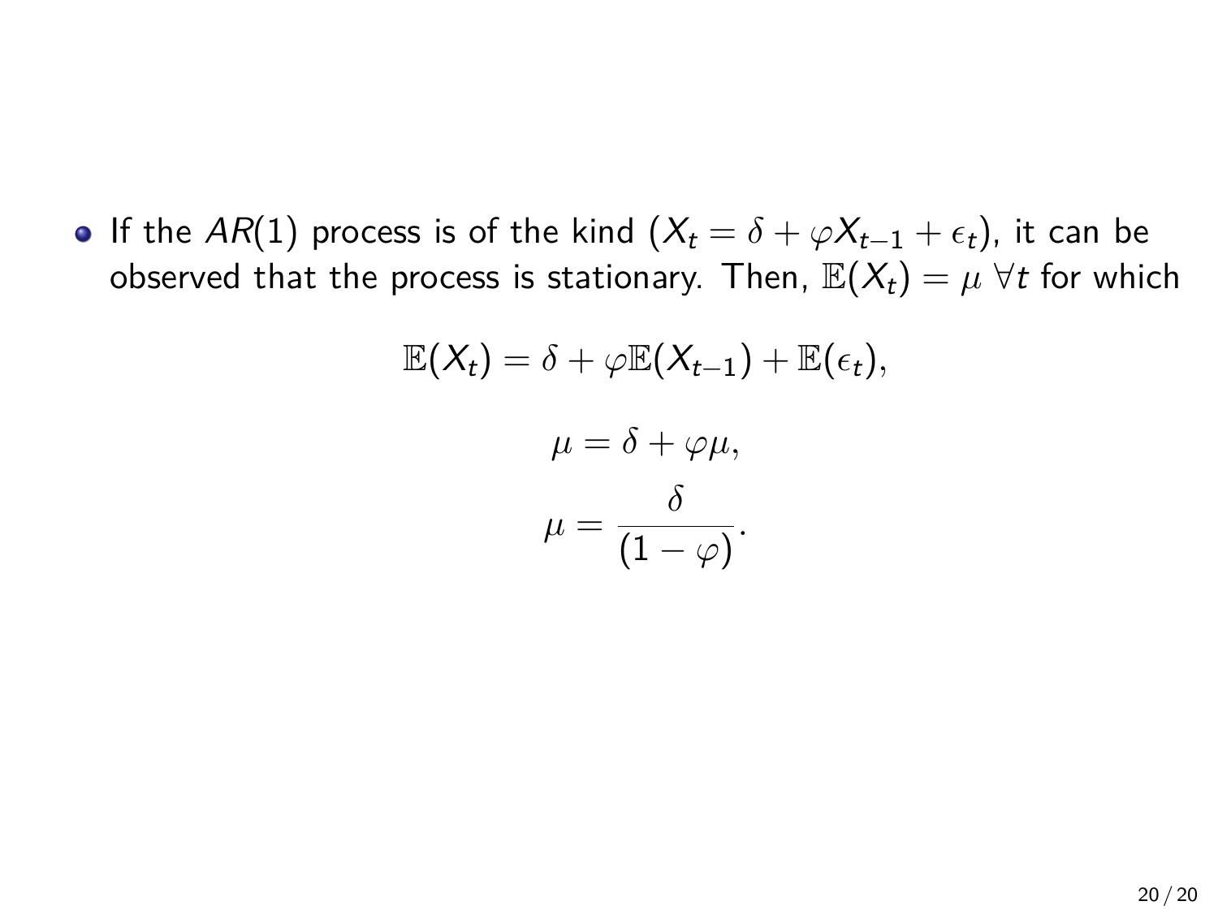- If the $AR(1)$ process is of the kind $(X_t = \delta + \varphi X_{t-1} + \epsilon_t)$, it can be observed that the process is stationary. Then, $\mathbb{E}(X_t) = \mu \; \forall t$ for which

$$\mathbb{E}(X_t) = \delta + \varphi \mathbb{E}(X_{t-1}) + \mathbb{E}(\epsilon_t),$$

$$\mu = \delta + \varphi \mu,$$

$$\mu = \frac{\delta}{(1 - \varphi)}.$$